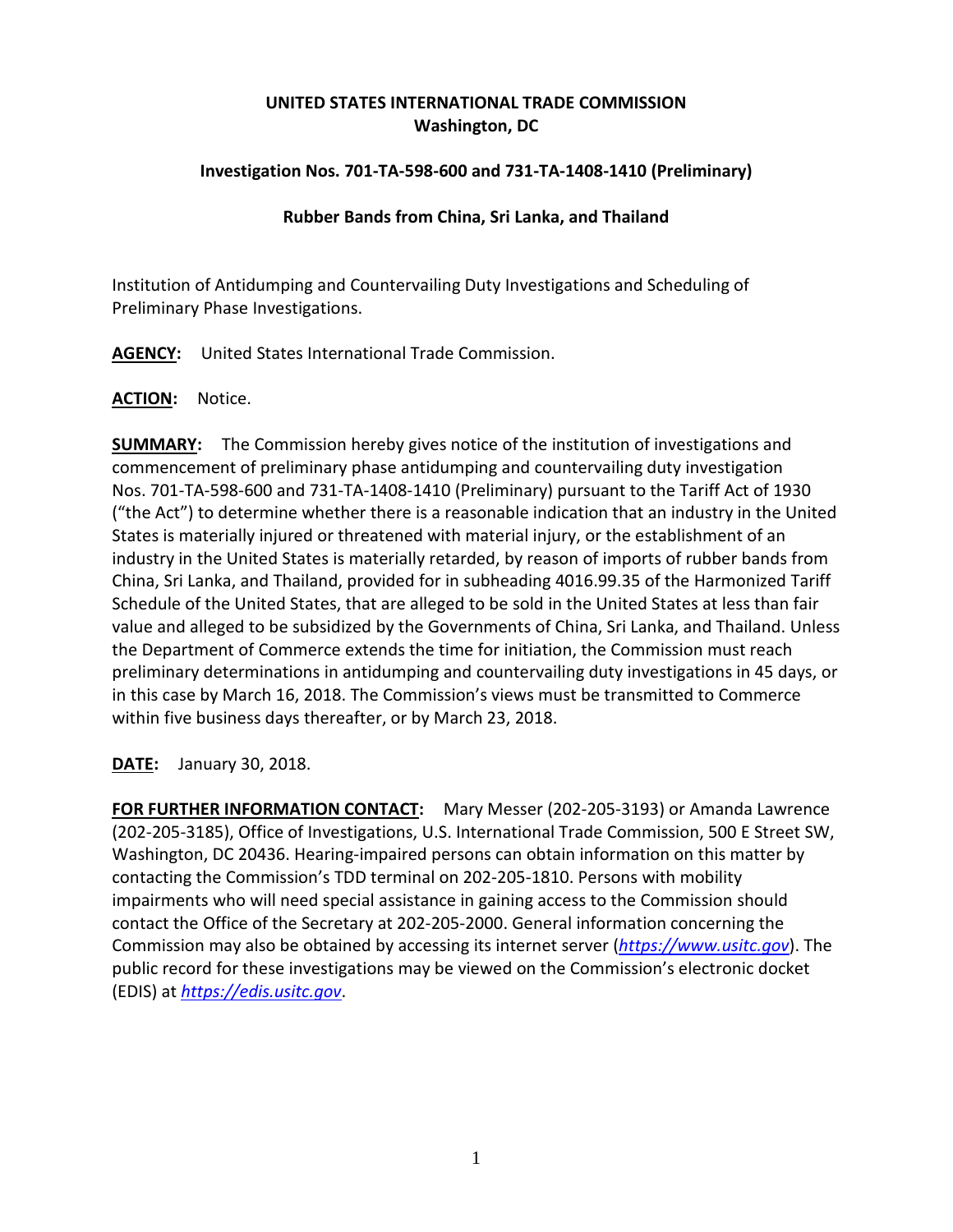**UNITED STATES INTERNATIONAL TRADE COMMISSION**
**Washington, DC**

**Investigation Nos. 701-TA-598-600 and 731-TA-1408-1410 (Preliminary)**

**Rubber Bands from China, Sri Lanka, and Thailand**

Institution of Antidumping and Countervailing Duty Investigations and Scheduling of Preliminary Phase Investigations.

**AGENCY:** United States International Trade Commission.

**ACTION:** Notice.

**SUMMARY:** The Commission hereby gives notice of the institution of investigations and commencement of preliminary phase antidumping and countervailing duty investigation Nos. 701-TA-598-600 and 731-TA-1408-1410 (Preliminary) pursuant to the Tariff Act of 1930 ("the Act") to determine whether there is a reasonable indication that an industry in the United States is materially injured or threatened with material injury, or the establishment of an industry in the United States is materially retarded, by reason of imports of rubber bands from China, Sri Lanka, and Thailand, provided for in subheading 4016.99.35 of the Harmonized Tariff Schedule of the United States, that are alleged to be sold in the United States at less than fair value and alleged to be subsidized by the Governments of China, Sri Lanka, and Thailand. Unless the Department of Commerce extends the time for initiation, the Commission must reach preliminary determinations in antidumping and countervailing duty investigations in 45 days, or in this case by March 16, 2018. The Commission's views must be transmitted to Commerce within five business days thereafter, or by March 23, 2018.

**DATE:** January 30, 2018.

**FOR FURTHER INFORMATION CONTACT:** Mary Messer (202-205-3193) or Amanda Lawrence (202-205-3185), Office of Investigations, U.S. International Trade Commission, 500 E Street SW, Washington, DC 20436. Hearing-impaired persons can obtain information on this matter by contacting the Commission's TDD terminal on 202-205-1810. Persons with mobility impairments who will need special assistance in gaining access to the Commission should contact the Office of the Secretary at 202-205-2000. General information concerning the Commission may also be obtained by accessing its internet server (*https://www.usitc.gov*). The public record for these investigations may be viewed on the Commission's electronic docket (EDIS) at *https://edis.usitc.gov*.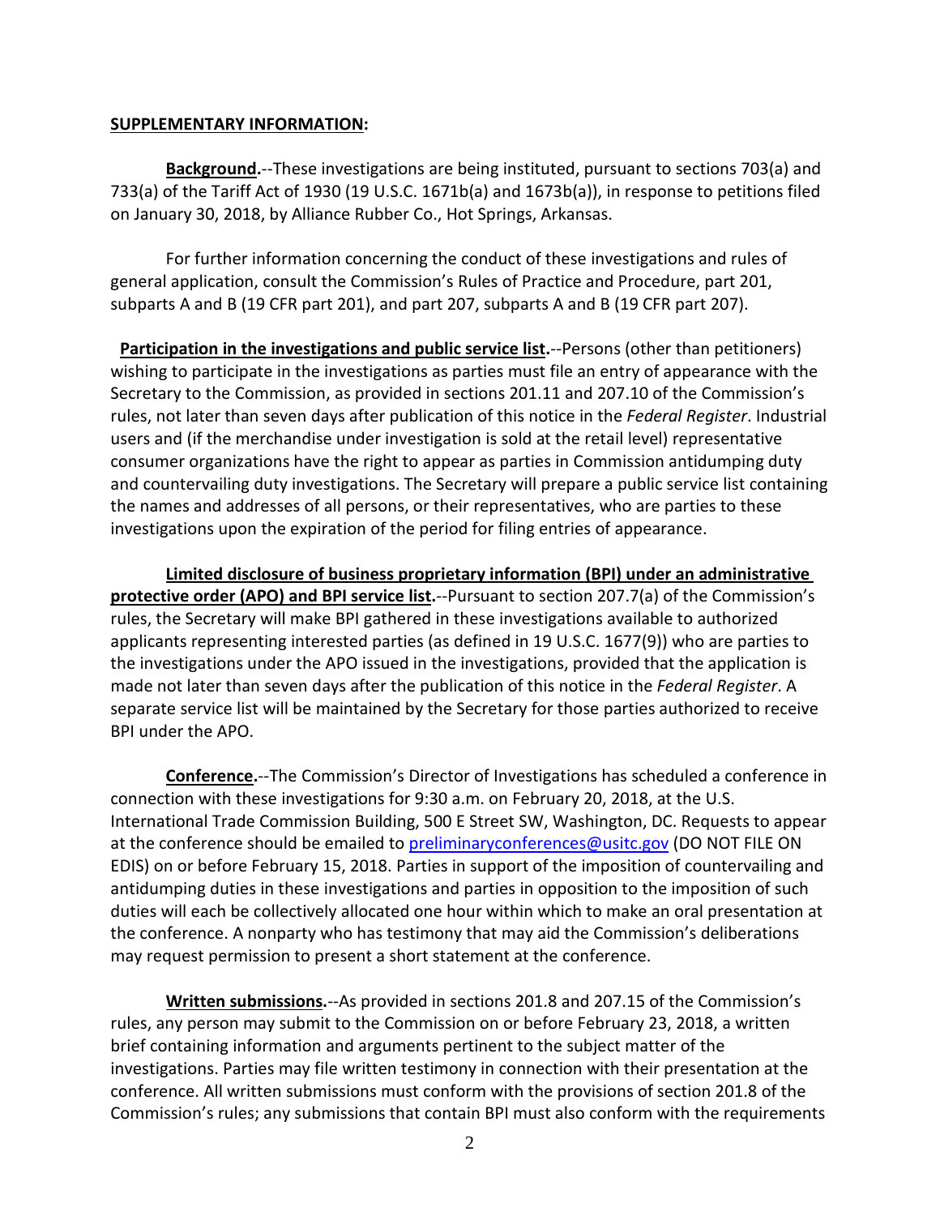**SUPPLEMENTARY INFORMATION:**

**Background.**--These investigations are being instituted, pursuant to sections 703(a) and 733(a) of the Tariff Act of 1930 (19 U.S.C. 1671b(a) and 1673b(a)), in response to petitions filed on January 30, 2018, by Alliance Rubber Co., Hot Springs, Arkansas.

For further information concerning the conduct of these investigations and rules of general application, consult the Commission's Rules of Practice and Procedure, part 201, subparts A and B (19 CFR part 201), and part 207, subparts A and B (19 CFR part 207).

**Participation in the investigations and public service list.**--Persons (other than petitioners) wishing to participate in the investigations as parties must file an entry of appearance with the Secretary to the Commission, as provided in sections 201.11 and 207.10 of the Commission's rules, not later than seven days after publication of this notice in the *Federal Register*. Industrial users and (if the merchandise under investigation is sold at the retail level) representative consumer organizations have the right to appear as parties in Commission antidumping duty and countervailing duty investigations. The Secretary will prepare a public service list containing the names and addresses of all persons, or their representatives, who are parties to these investigations upon the expiration of the period for filing entries of appearance.

**Limited disclosure of business proprietary information (BPI) under an administrative protective order (APO) and BPI service list.**--Pursuant to section 207.7(a) of the Commission's rules, the Secretary will make BPI gathered in these investigations available to authorized applicants representing interested parties (as defined in 19 U.S.C. 1677(9)) who are parties to the investigations under the APO issued in the investigations, provided that the application is made not later than seven days after the publication of this notice in the *Federal Register*. A separate service list will be maintained by the Secretary for those parties authorized to receive BPI under the APO.

**Conference.**--The Commission's Director of Investigations has scheduled a conference in connection with these investigations for 9:30 a.m. on February 20, 2018, at the U.S. International Trade Commission Building, 500 E Street SW, Washington, DC. Requests to appear at the conference should be emailed to preliminaryconferences@usitc.gov (DO NOT FILE ON EDIS) on or before February 15, 2018. Parties in support of the imposition of countervailing and antidumping duties in these investigations and parties in opposition to the imposition of such duties will each be collectively allocated one hour within which to make an oral presentation at the conference. A nonparty who has testimony that may aid the Commission's deliberations may request permission to present a short statement at the conference.

**Written submissions.**--As provided in sections 201.8 and 207.15 of the Commission's rules, any person may submit to the Commission on or before February 23, 2018, a written brief containing information and arguments pertinent to the subject matter of the investigations. Parties may file written testimony in connection with their presentation at the conference. All written submissions must conform with the provisions of section 201.8 of the Commission's rules; any submissions that contain BPI must also conform with the requirements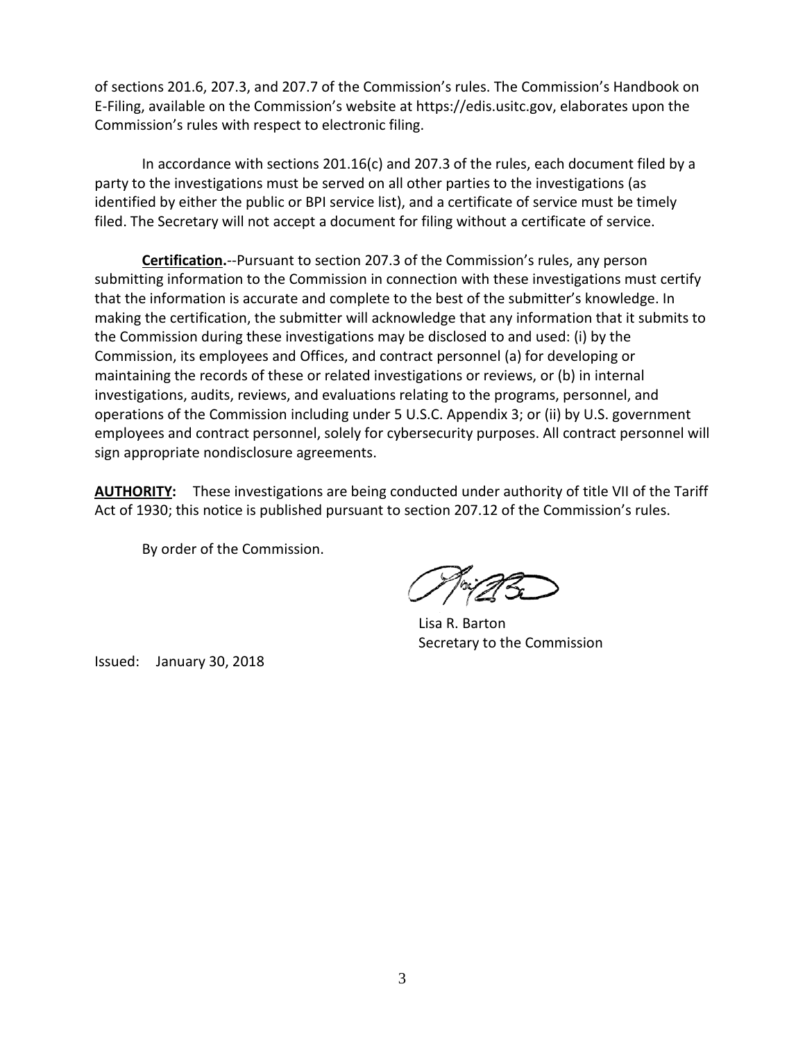of sections 201.6, 207.3, and 207.7 of the Commission's rules. The Commission's Handbook on E-Filing, available on the Commission's website at https://edis.usitc.gov, elaborates upon the Commission's rules with respect to electronic filing.

In accordance with sections 201.16(c) and 207.3 of the rules, each document filed by a party to the investigations must be served on all other parties to the investigations (as identified by either the public or BPI service list), and a certificate of service must be timely filed. The Secretary will not accept a document for filing without a certificate of service.

**Certification.**--Pursuant to section 207.3 of the Commission's rules, any person submitting information to the Commission in connection with these investigations must certify that the information is accurate and complete to the best of the submitter's knowledge. In making the certification, the submitter will acknowledge that any information that it submits to the Commission during these investigations may be disclosed to and used: (i) by the Commission, its employees and Offices, and contract personnel (a) for developing or maintaining the records of these or related investigations or reviews, or (b) in internal investigations, audits, reviews, and evaluations relating to the programs, personnel, and operations of the Commission including under 5 U.S.C. Appendix 3; or (ii) by U.S. government employees and contract personnel, solely for cybersecurity purposes. All contract personnel will sign appropriate nondisclosure agreements.

**AUTHORITY:** These investigations are being conducted under authority of title VII of the Tariff Act of 1930; this notice is published pursuant to section 207.12 of the Commission's rules.

By order of the Commission.

Lisa R. Barton
Secretary to the Commission

Issued: January 30, 2018